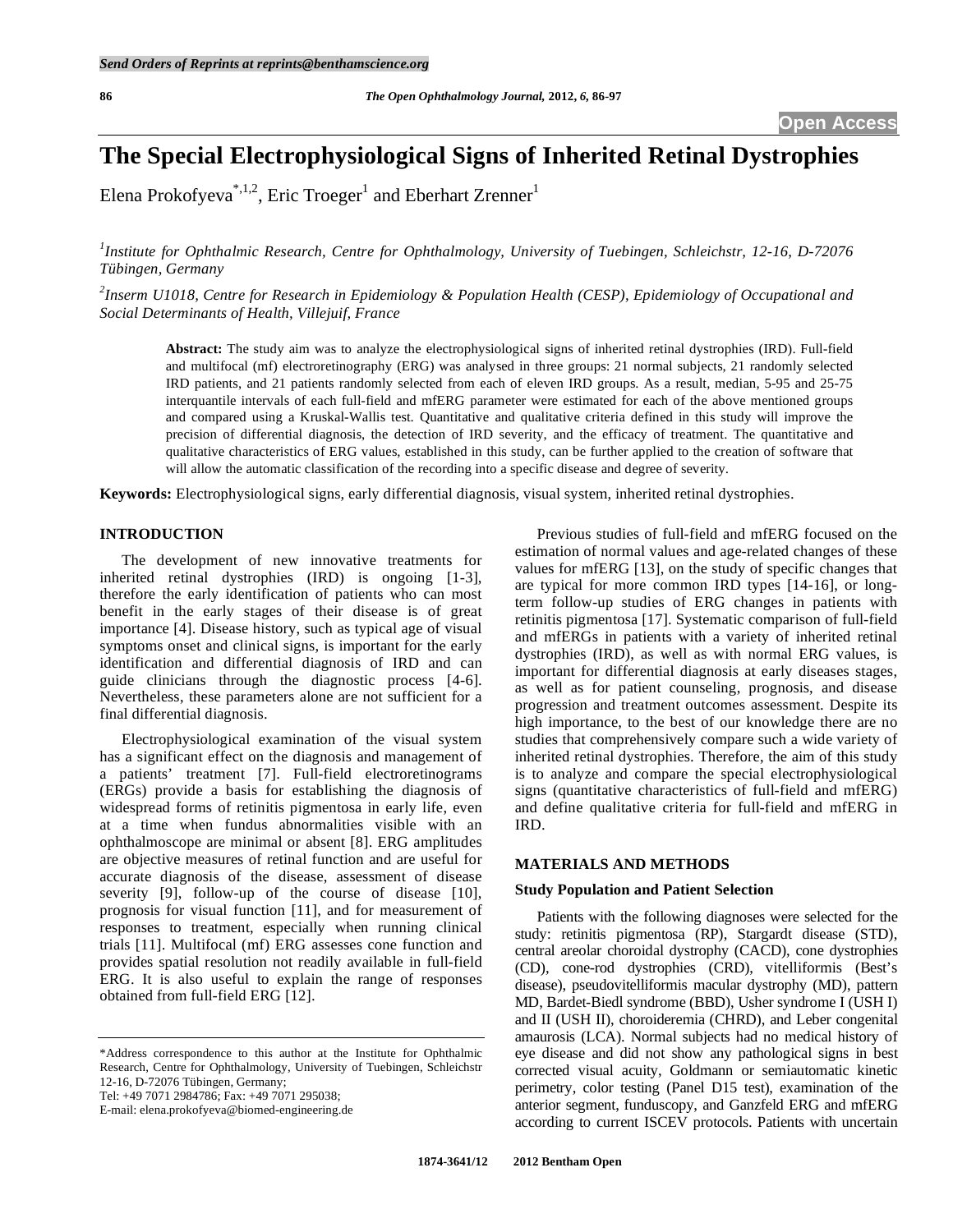Open Access

# The Special Electrophysiological Signs of Inherited Retinal Dystrophies

Elena Prokofyeva[*,1,2], Eric Troeger[1] and Eberhart Zrenner[1]

[1]*Institute for Ophthalmic Research, Centre for Ophthalmology, University of Tuebingen, Schleichstr, 12-16, D-72076 Tübingen, Germany*

[2]*Inserm U1018, Centre for Research in Epidemiology & Population Health (CESP), Epidemiology of Occupational and Social Determinants of Health, Villejuif, France*

**Abstract:** The study aim was to analyze the electrophysiological signs of inherited retinal dystrophies (IRD). Full-field and multifocal (mf) electroretinography (ERG) was analysed in three groups: 21 normal subjects, 21 randomly selected IRD patients, and 21 patients randomly selected from each of eleven IRD groups. As a result, median, 5-95 and 25-75 interquantile intervals of each full-field and mfERG parameter were estimated for each of the above mentioned groups and compared using a Kruskal-Wallis test. Quantitative and qualitative criteria defined in this study will improve the precision of differential diagnosis, the detection of IRD severity, and the efficacy of treatment. The quantitative and qualitative characteristics of ERG values, established in this study, can be further applied to the creation of software that will allow the automatic classification of the recording into a specific disease and degree of severity.

**Keywords:** Electrophysiological signs, early differential diagnosis, visual system, inherited retinal dystrophies.

## INTRODUCTION

The development of new innovative treatments for inherited retinal dystrophies (IRD) is ongoing [1-3], therefore the early identification of patients who can most benefit in the early stages of their disease is of great importance [4]. Disease history, such as typical age of visual symptoms onset and clinical signs, is important for the early identification and differential diagnosis of IRD and can guide clinicians through the diagnostic process [4-6]. Nevertheless, these parameters alone are not sufficient for a final differential diagnosis.

Electrophysiological examination of the visual system has a significant effect on the diagnosis and management of a patients' treatment [7]. Full-field electroretinograms (ERGs) provide a basis for establishing the diagnosis of widespread forms of retinitis pigmentosa in early life, even at a time when fundus abnormalities visible with an ophthalmoscope are minimal or absent [8]. ERG amplitudes are objective measures of retinal function and are useful for accurate diagnosis of the disease, assessment of disease severity [9], follow-up of the course of disease [10], prognosis for visual function [11], and for measurement of responses to treatment, especially when running clinical trials [11]. Multifocal (mf) ERG assesses cone function and provides spatial resolution not readily available in full-field ERG. It is also useful to explain the range of responses obtained from full-field ERG [12].

Previous studies of full-field and mfERG focused on the estimation of normal values and age-related changes of these values for mfERG [13], on the study of specific changes that are typical for more common IRD types [14-16], or long-term follow-up studies of ERG changes in patients with retinitis pigmentosa [17]. Systematic comparison of full-field and mfERGs in patients with a variety of inherited retinal dystrophies (IRD), as well as with normal ERG values, is important for differential diagnosis at early diseases stages, as well as for patient counseling, prognosis, and disease progression and treatment outcomes assessment. Despite its high importance, to the best of our knowledge there are no studies that comprehensively compare such a wide variety of inherited retinal dystrophies. Therefore, the aim of this study is to analyze and compare the special electrophysiological signs (quantitative characteristics of full-field and mfERG) and define qualitative criteria for full-field and mfERG in IRD.

## MATERIALS AND METHODS

### Study Population and Patient Selection

Patients with the following diagnoses were selected for the study: retinitis pigmentosa (RP), Stargardt disease (STD), central areolar choroidal dystrophy (CACD), cone dystrophies (CD), cone-rod dystrophies (CRD), vitelliformis (Best's disease), pseudovitelliformis macular dystrophy (MD), pattern MD, Bardet-Biedl syndrome (BBD), Usher syndrome I (USH I) and II (USH II), choroideremia (CHRD), and Leber congenital amaurosis (LCA). Normal subjects had no medical history of eye disease and did not show any pathological signs in best corrected visual acuity, Goldmann or semiautomatic kinetic perimetry, color testing (Panel D15 test), examination of the anterior segment, funduscopy, and Ganzfeld ERG and mfERG according to current ISCEV protocols. Patients with uncertain

\*Address correspondence to this author at the Institute for Ophthalmic Research, Centre for Ophthalmology, University of Tuebingen, Schleichstr 12-16, D-72076 Tübingen, Germany;
Tel: +49 7071 2984786; Fax: +49 7071 295038;
E-mail: elena.prokofyeva@biomed-engineering.de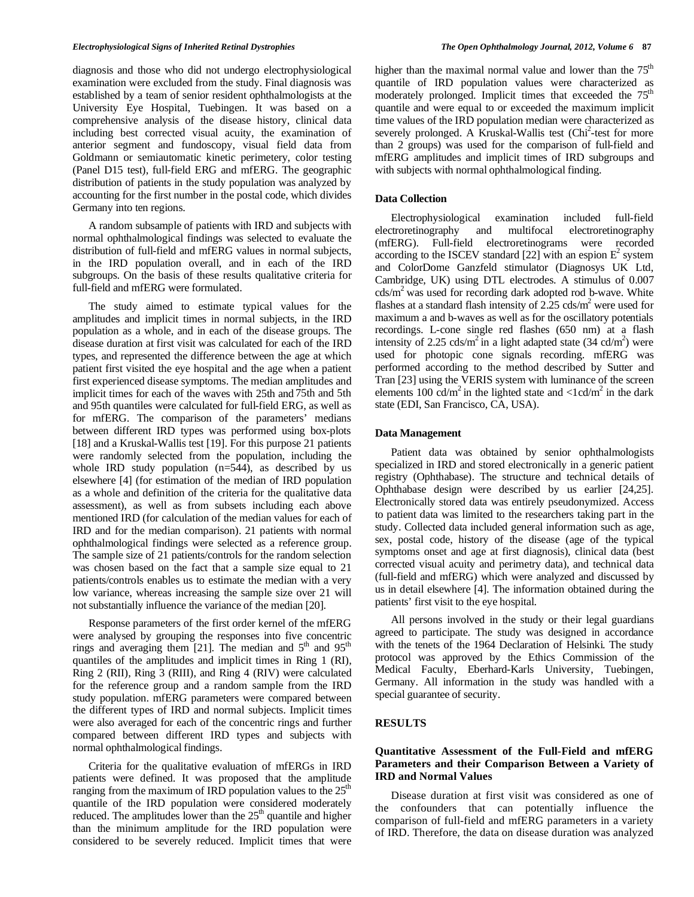diagnosis and those who did not undergo electrophysiological examination were excluded from the study. Final diagnosis was established by a team of senior resident ophthalmologists at the University Eye Hospital, Tuebingen. It was based on a comprehensive analysis of the disease history, clinical data including best corrected visual acuity, the examination of anterior segment and fundoscopy, visual field data from Goldmann or semiautomatic kinetic perimetery, color testing (Panel D15 test), full-field ERG and mfERG. The geographic distribution of patients in the study population was analyzed by accounting for the first number in the postal code, which divides Germany into ten regions.

A random subsample of patients with IRD and subjects with normal ophthalmological findings was selected to evaluate the distribution of full-field and mfERG values in normal subjects, in the IRD population overall, and in each of the IRD subgroups. On the basis of these results qualitative criteria for full-field and mfERG were formulated.

The study aimed to estimate typical values for the amplitudes and implicit times in normal subjects, in the IRD population as a whole, and in each of the disease groups. The disease duration at first visit was calculated for each of the IRD types, and represented the difference between the age at which patient first visited the eye hospital and the age when a patient first experienced disease symptoms. The median amplitudes and implicit times for each of the waves with 25th and 75th and 5th and 95th quantiles were calculated for full-field ERG, as well as for mfERG. The comparison of the parameters' medians between different IRD types was performed using box-plots [18] and a Kruskal-Wallis test [19]. For this purpose 21 patients were randomly selected from the population, including the whole IRD study population (n=544), as described by us elsewhere [4] (for estimation of the median of IRD population as a whole and definition of the criteria for the qualitative data assessment), as well as from subsets including each above mentioned IRD (for calculation of the median values for each of IRD and for the median comparison). 21 patients with normal ophthalmological findings were selected as a reference group. The sample size of 21 patients/controls for the random selection was chosen based on the fact that a sample size equal to 21 patients/controls enables us to estimate the median with a very low variance, whereas increasing the sample size over 21 will not substantially influence the variance of the median [20].

Response parameters of the first order kernel of the mfERG were analysed by grouping the responses into five concentric rings and averaging them [21]. The median and $5^{th}$ and $95^{th}$ quantiles of the amplitudes and implicit times in Ring 1 (RI), Ring 2 (RII), Ring 3 (RIII), and Ring 4 (RIV) were calculated for the reference group and a random sample from the IRD study population. mfERG parameters were compared between the different types of IRD and normal subjects. Implicit times were also averaged for each of the concentric rings and further compared between different IRD types and subjects with normal ophthalmological findings.

Criteria for the qualitative evaluation of mfERGs in IRD patients were defined. It was proposed that the amplitude ranging from the maximum of IRD population values to the $25^{th}$ quantile of the IRD population were considered moderately reduced. The amplitudes lower than the $25^{th}$ quantile and higher than the minimum amplitude for the IRD population were considered to be severely reduced. Implicit times that were higher than the maximal normal value and lower than the $75^{th}$ quantile of IRD population values were characterized as moderately prolonged. Implicit times that exceeded the $75^{th}$ quantile and were equal to or exceeded the maximum implicit time values of the IRD population median were characterized as severely prolonged. A Kruskal-Wallis test ($Chi^2$-test for more than 2 groups) was used for the comparison of full-field and mfERG amplitudes and implicit times of IRD subgroups and with subjects with normal ophthalmological finding.

### Data Collection

Electrophysiological examination included full-field electroretinography and multifocal electroretinography (mfERG). Full-field electroretinograms were recorded according to the ISCEV standard [22] with an espion $E^2$ system and ColorDome Ganzfeld stimulator (Diagnosys UK Ltd, Cambridge, UK) using DTL electrodes. A stimulus of 0.007 $cds/m^2$ was used for recording dark adopted rod b-wave. White flashes at a standard flash intensity of 2.25 $cds/m^2$ were used for maximum a and b-waves as well as for the oscillatory potentials recordings. L-cone single red flashes (650 nm) at a flash intensity of 2.25 $cds/m^2$ in a light adapted state (34 $cd/m^2$) were used for photopic cone signals recording. mfERG was performed according to the method described by Sutter and Tran [23] using the VERIS system with luminance of the screen elements 100 $cd/m^2$ in the lighted state and $<1 cd/m^2$ in the dark state (EDI, San Francisco, CA, USA).

### Data Management

Patient data was obtained by senior ophthalmologists specialized in IRD and stored electronically in a generic patient registry (Ophthabase). The structure and technical details of Ophthabase design were described by us earlier [24,25]. Electronically stored data was entirely pseudonymized. Access to patient data was limited to the researchers taking part in the study. Collected data included general information such as age, sex, postal code, history of the disease (age of the typical symptoms onset and age at first diagnosis), clinical data (best corrected visual acuity and perimetry data), and technical data (full-field and mfERG) which were analyzed and discussed by us in detail elsewhere [4]. The information obtained during the patients' first visit to the eye hospital.

All persons involved in the study or their legal guardians agreed to participate. The study was designed in accordance with the tenets of the 1964 Declaration of Helsinki. The study protocol was approved by the Ethics Commission of the Medical Faculty, Eberhard-Karls University, Tuebingen, Germany. All information in the study was handled with a special guarantee of security.

## RESULTS

### Quantitative Assessment of the Full-Field and mfERG Parameters and their Comparison Between a Variety of IRD and Normal Values

Disease duration at first visit was considered as one of the confounders that can potentially influence the comparison of full-field and mfERG parameters in a variety of IRD. Therefore, the data on disease duration was analyzed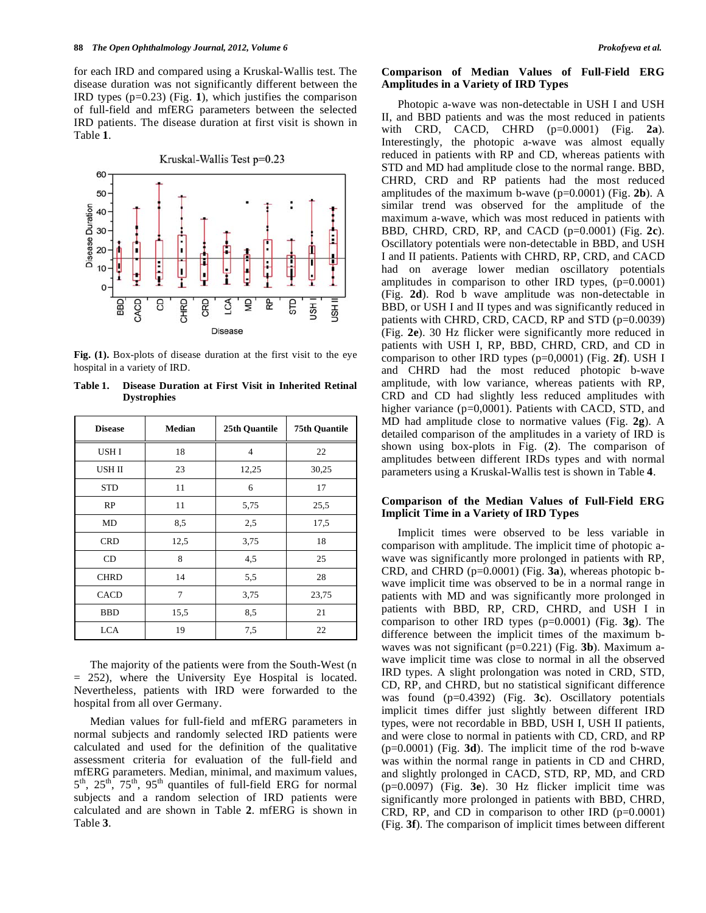for each IRD and compared using a Kruskal-Wallis test. The disease duration was not significantly different between the IRD types (p=0.23) (Fig. **1**), which justifies the comparison of full-field and mfERG parameters between the selected IRD patients. The disease duration at first visit is shown in Table **1**.

**Fig. (1).** Box-plots of disease duration at the first visit to the eye hospital in a variety of IRD.

**Table 1. Disease Duration at First Visit in Inherited Retinal Dystrophies**

| Disease | Median | 25th Quantile | 75th Quantile |
|---|---|---|---|
| USH I | 18 | 4 | 22 |
| USH II | 23 | 12,25 | 30,25 |
| STD | 11 | 6 | 17 |
| RP | 11 | 5,75 | 25,5 |
| MD | 8,5 | 2,5 | 17,5 |
| CRD | 12,5 | 3,75 | 18 |
| CD | 8 | 4,5 | 25 |
| CHRD | 14 | 5,5 | 28 |
| CACD | 7 | 3,75 | 23,75 |
| BBD | 15,5 | 8,5 | 21 |
| LCA | 19 | 7,5 | 22 |

The majority of the patients were from the South-West (n = 252), where the University Eye Hospital is located. Nevertheless, patients with IRD were forwarded to the hospital from all over Germany.

Median values for full-field and mfERG parameters in normal subjects and randomly selected IRD patients were calculated and used for the definition of the qualitative assessment criteria for evaluation of the full-field and mfERG parameters. Median, minimal, and maximum values, 5th, 25th, 75th, 95th quantiles of full-field ERG for normal subjects and a random selection of IRD patients were calculated and are shown in Table **2**. mfERG is shown in Table **3**.

## Comparison of Median Values of Full-Field ERG Amplitudes in a Variety of IRD Types

Photopic a-wave was non-detectable in USH I and USH II, and BBD patients and was the most reduced in patients with CRD, CACD, CHRD (p=0.0001) (Fig. **2a**). Interestingly, the photopic a-wave was almost equally reduced in patients with RP and CD, whereas patients with STD and MD had amplitude close to the normal range. BBD, CHRD, CRD and RP patients had the most reduced amplitudes of the maximum b-wave (p=0.0001) (Fig. **2b**). A similar trend was observed for the amplitude of the maximum a-wave, which was most reduced in patients with BBD, CHRD, CRD, RP, and CACD (p=0.0001) (Fig. **2c**). Oscillatory potentials were non-detectable in BBD, and USH I and II patients. Patients with CHRD, RP, CRD, and CACD had on average lower median oscillatory potentials amplitudes in comparison to other IRD types, (p=0.0001) (Fig. **2d**). Rod b wave amplitude was non-detectable in BBD, or USH I and II types and was significantly reduced in patients with CHRD, CRD, CACD, RP and STD (p=0.0039) (Fig. **2e**). 30 Hz flicker were significantly more reduced in patients with USH I, RP, BBD, CHRD, CRD, and CD in comparison to other IRD types (p=0,0001) (Fig. **2f**). USH I and CHRD had the most reduced photopic b-wave amplitude, with low variance, whereas patients with RP, CRD and CD had slightly less reduced amplitudes with higher variance (p=0,0001). Patients with CACD, STD, and MD had amplitude close to normative values (Fig. **2g**). A detailed comparison of the amplitudes in a variety of IRD is shown using box-plots in Fig. (**2**). The comparison of amplitudes between different IRDs types and with normal parameters using a Kruskal-Wallis test is shown in Table **4**.

## Comparison of the Median Values of Full-Field ERG Implicit Time in a Variety of IRD Types

Implicit times were observed to be less variable in comparison with amplitude. The implicit time of photopic a-wave was significantly more prolonged in patients with RP, CRD, and CHRD (p=0.0001) (Fig. **3a**), whereas photopic b-wave implicit time was observed to be in a normal range in patients with MD and was significantly more prolonged in patients with BBD, RP, CRD, CHRD, and USH I in comparison to other IRD types (p=0.0001) (Fig. **3g**). The difference between the implicit times of the maximum b-waves was not significant (p=0.221) (Fig. **3b**). Maximum a-wave implicit time was close to normal in all the observed IRD types. A slight prolongation was noted in CRD, STD, CD, RP, and CHRD, but no statistical significant difference was found (p=0.4392) (Fig. **3c**). Oscillatory potentials implicit times differ just slightly between different IRD types, were not recordable in BBD, USH I, USH II patients, and were close to normal in patients with CD, CRD, and RP (p=0.0001) (Fig. **3d**). The implicit time of the rod b-wave was within the normal range in patients in CD and CHRD, and slightly prolonged in CACD, STD, RP, MD, and CRD (p=0.0097) (Fig. **3e**). 30 Hz flicker implicit time was significantly more prolonged in patients with BBD, CHRD, CRD, RP, and CD in comparison to other IRD (p=0.0001) (Fig. **3f**). The comparison of implicit times between different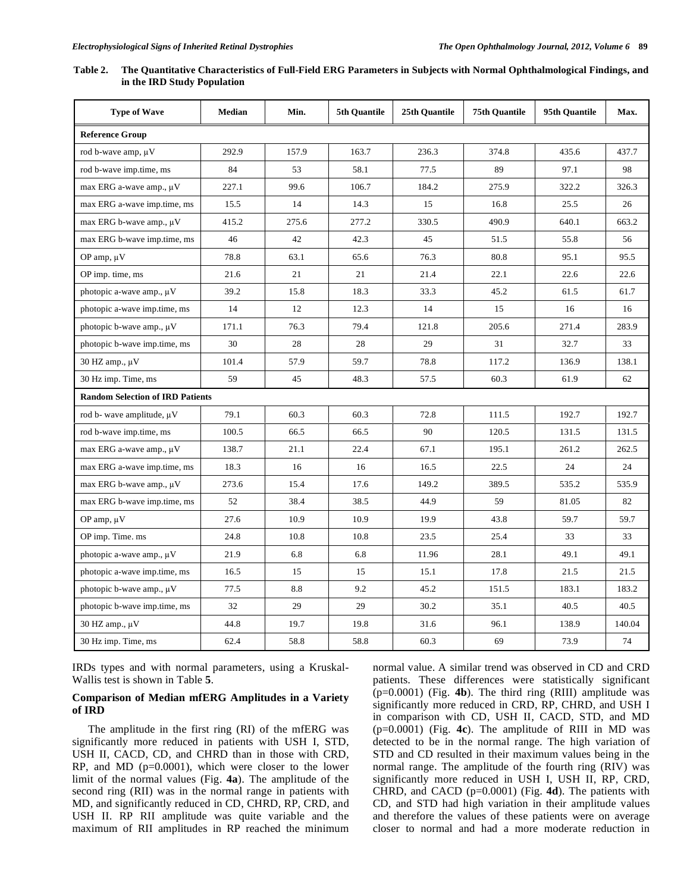**Table 2. The Quantitative Characteristics of Full-Field ERG Parameters in Subjects with Normal Ophthalmological Findings, and in the IRD Study Population**

| Type of Wave | Median | Min. | 5th Quantile | 25th Quantile | 75th Quantile | 95th Quantile | Max. |
|---|---|---|---|---|---|---|---|
| **Reference Group** | | | | | | | |
| rod b-wave amp, µV | 292.9 | 157.9 | 163.7 | 236.3 | 374.8 | 435.6 | 437.7 |
| rod b-wave imp.time, ms | 84 | 53 | 58.1 | 77.5 | 89 | 97.1 | 98 |
| max ERG a-wave amp., µV | 227.1 | 99.6 | 106.7 | 184.2 | 275.9 | 322.2 | 326.3 |
| max ERG a-wave imp.time, ms | 15.5 | 14 | 14.3 | 15 | 16.8 | 25.5 | 26 |
| max ERG b-wave amp., µV | 415.2 | 275.6 | 277.2 | 330.5 | 490.9 | 640.1 | 663.2 |
| max ERG b-wave imp.time, ms | 46 | 42 | 42.3 | 45 | 51.5 | 55.8 | 56 |
| OP amp, µV | 78.8 | 63.1 | 65.6 | 76.3 | 80.8 | 95.1 | 95.5 |
| OP imp. time, ms | 21.6 | 21 | 21 | 21.4 | 22.1 | 22.6 | 22.6 |
| photopic a-wave amp., µV | 39.2 | 15.8 | 18.3 | 33.3 | 45.2 | 61.5 | 61.7 |
| photopic a-wave imp.time, ms | 14 | 12 | 12.3 | 14 | 15 | 16 | 16 |
| photopic b-wave amp., µV | 171.1 | 76.3 | 79.4 | 121.8 | 205.6 | 271.4 | 283.9 |
| photopic b-wave imp.time, ms | 30 | 28 | 28 | 29 | 31 | 32.7 | 33 |
| 30 HZ amp., µV | 101.4 | 57.9 | 59.7 | 78.8 | 117.2 | 136.9 | 138.1 |
| 30 Hz imp. Time, ms | 59 | 45 | 48.3 | 57.5 | 60.3 | 61.9 | 62 |
| **Random Selection of IRD Patients** | | | | | | | |
| rod b- wave amplitude, µV | 79.1 | 60.3 | 60.3 | 72.8 | 111.5 | 192.7 | 192.7 |
| rod b-wave imp.time, ms | 100.5 | 66.5 | 66.5 | 90 | 120.5 | 131.5 | 131.5 |
| max ERG a-wave amp., µV | 138.7 | 21.1 | 22.4 | 67.1 | 195.1 | 261.2 | 262.5 |
| max ERG a-wave imp.time, ms | 18.3 | 16 | 16 | 16.5 | 22.5 | 24 | 24 |
| max ERG b-wave amp., µV | 273.6 | 15.4 | 17.6 | 149.2 | 389.5 | 535.2 | 535.9 |
| max ERG b-wave imp.time, ms | 52 | 38.4 | 38.5 | 44.9 | 59 | 81.05 | 82 |
| OP amp, µV | 27.6 | 10.9 | 10.9 | 19.9 | 43.8 | 59.7 | 59.7 |
| OP imp. Time. ms | 24.8 | 10.8 | 10.8 | 23.5 | 25.4 | 33 | 33 |
| photopic a-wave amp., µV | 21.9 | 6.8 | 6.8 | 11.96 | 28.1 | 49.1 | 49.1 |
| photopic a-wave imp.time, ms | 16.5 | 15 | 15 | 15.1 | 17.8 | 21.5 | 21.5 |
| photopic b-wave amp., µV | 77.5 | 8.8 | 9.2 | 45.2 | 151.5 | 183.1 | 183.2 |
| photopic b-wave imp.time, ms | 32 | 29 | 29 | 30.2 | 35.1 | 40.5 | 40.5 |
| 30 HZ amp., µV | 44.8 | 19.7 | 19.8 | 31.6 | 96.1 | 138.9 | 140.04 |
| 30 Hz imp. Time, ms | 62.4 | 58.8 | 58.8 | 60.3 | 69 | 73.9 | 74 |

IRDs types and with normal parameters, using a Kruskal-Wallis test is shown in Table **5**.

### Comparison of Median mfERG Amplitudes in a Variety of IRD

The amplitude in the first ring (RI) of the mfERG was significantly more reduced in patients with USH I, STD, USH II, CACD, CD, and CHRD than in those with CRD, RP, and MD (p=0.0001), which were closer to the lower limit of the normal values (Fig. **4a**). The amplitude of the second ring (RII) was in the normal range in patients with MD, and significantly reduced in CD, CHRD, RP, CRD, and USH II. RP RII amplitude was quite variable and the maximum of RII amplitudes in RP reached the minimum normal value. A similar trend was observed in CD and CRD patients. These differences were statistically significant (p=0.0001) (Fig. **4b**). The third ring (RIII) amplitude was significantly more reduced in CRD, RP, CHRD, and USH I in comparison with CD, USH II, CACD, STD, and MD (p=0.0001) (Fig. **4c**). The amplitude of RIII in MD was detected to be in the normal range. The high variation of STD and CD resulted in their maximum values being in the normal range. The amplitude of the fourth ring (RIV) was significantly more reduced in USH I, USH II, RP, CRD, CHRD, and CACD (p=0.0001) (Fig. **4d**). The patients with CD, and STD had high variation in their amplitude values and therefore the values of these patients were on average closer to normal and had a more moderate reduction in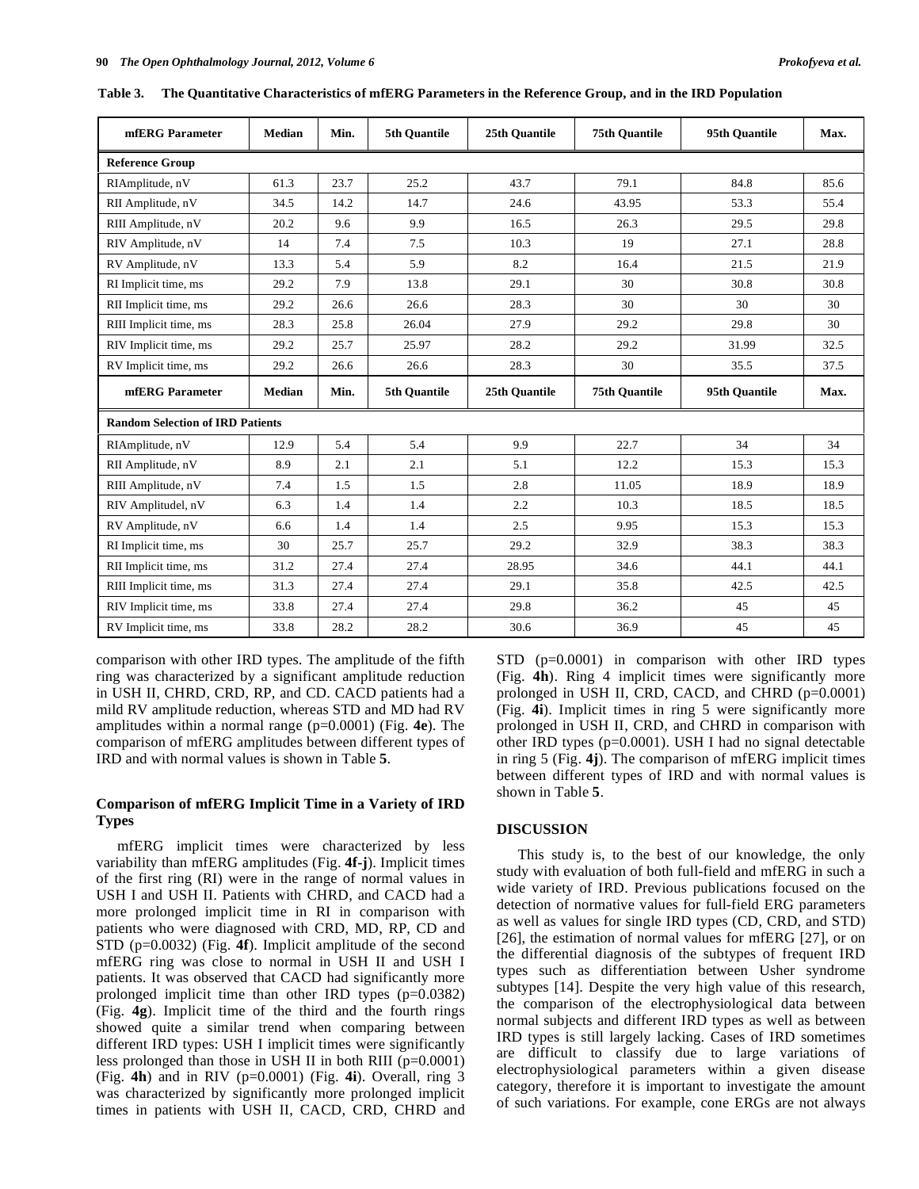**Table 3. The Quantitative Characteristics of mfERG Parameters in the Reference Group, and in the IRD Population**

| mfERG Parameter | Median | Min. | 5th Quantile | 25th Quantile | 75th Quantile | 95th Quantile | Max. |
|---|---|---|---|---|---|---|---|
| **Reference Group** | | | | | | | |
| RIAmplitude, nV | 61.3 | 23.7 | 25.2 | 43.7 | 79.1 | 84.8 | 85.6 |
| RII Amplitude, nV | 34.5 | 14.2 | 14.7 | 24.6 | 43.95 | 53.3 | 55.4 |
| RIII Amplitude, nV | 20.2 | 9.6 | 9.9 | 16.5 | 26.3 | 29.5 | 29.8 |
| RIV Amplitude, nV | 14 | 7.4 | 7.5 | 10.3 | 19 | 27.1 | 28.8 |
| RV Amplitude, nV | 13.3 | 5.4 | 5.9 | 8.2 | 16.4 | 21.5 | 21.9 |
| RI Implicit time, ms | 29.2 | 7.9 | 13.8 | 29.1 | 30 | 30.8 | 30.8 |
| RII Implicit time, ms | 29.2 | 26.6 | 26.6 | 28.3 | 30 | 30 | 30 |
| RIII Implicit time, ms | 28.3 | 25.8 | 26.04 | 27.9 | 29.2 | 29.8 | 30 |
| RIV Implicit time, ms | 29.2 | 25.7 | 25.97 | 28.2 | 29.2 | 31.99 | 32.5 |
| RV Implicit time, ms | 29.2 | 26.6 | 26.6 | 28.3 | 30 | 35.5 | 37.5 |
| **mfERG Parameter** | **Median** | **Min.** | **5th Quantile** | **25th Quantile** | **75th Quantile** | **95th Quantile** | **Max.** |
| **Random Selection of IRD Patients** | | | | | | | |
| RIAmplitude, nV | 12.9 | 5.4 | 5.4 | 9.9 | 22.7 | 34 | 34 |
| RII Amplitude, nV | 8.9 | 2.1 | 2.1 | 5.1 | 12.2 | 15.3 | 15.3 |
| RIII Amplitude, nV | 7.4 | 1.5 | 1.5 | 2.8 | 11.05 | 18.9 | 18.9 |
| RIV Amplitudel, nV | 6.3 | 1.4 | 1.4 | 2.2 | 10.3 | 18.5 | 18.5 |
| RV Amplitude, nV | 6.6 | 1.4 | 1.4 | 2.5 | 9.95 | 15.3 | 15.3 |
| RI Implicit time, ms | 30 | 25.7 | 25.7 | 29.2 | 32.9 | 38.3 | 38.3 |
| RII Implicit time, ms | 31.2 | 27.4 | 27.4 | 28.95 | 34.6 | 44.1 | 44.1 |
| RIII Implicit time, ms | 31.3 | 27.4 | 27.4 | 29.1 | 35.8 | 42.5 | 42.5 |
| RIV Implicit time, ms | 33.8 | 27.4 | 27.4 | 29.8 | 36.2 | 45 | 45 |
| RV Implicit time, ms | 33.8 | 28.2 | 28.2 | 30.6 | 36.9 | 45 | 45 |

comparison with other IRD types. The amplitude of the fifth ring was characterized by a significant amplitude reduction in USH II, CHRD, CRD, RP, and CD. CACD patients had a mild RV amplitude reduction, whereas STD and MD had RV amplitudes within a normal range (p=0.0001) (Fig. **4e**). The comparison of mfERG amplitudes between different types of IRD and with normal values is shown in Table **5**.

### Comparison of mfERG Implicit Time in a Variety of IRD Types

mfERG implicit times were characterized by less variability than mfERG amplitudes (Fig. **4f-j**). Implicit times of the first ring (RI) were in the range of normal values in USH I and USH II. Patients with CHRD, and CACD had a more prolonged implicit time in RI in comparison with patients who were diagnosed with CRD, MD, RP, CD and STD (p=0.0032) (Fig. **4f**). Implicit amplitude of the second mfERG ring was close to normal in USH II and USH I patients. It was observed that CACD had significantly more prolonged implicit time than other IRD types (p=0.0382) (Fig. **4g**). Implicit time of the third and the fourth rings showed quite a similar trend when comparing between different IRD types: USH I implicit times were significantly less prolonged than those in USH II in both RIII (p=0.0001) (Fig. **4h**) and in RIV (p=0.0001) (Fig. **4i**). Overall, ring 3 was characterized by significantly more prolonged implicit times in patients with USH II, CACD, CRD, CHRD and STD (p=0.0001) in comparison with other IRD types (Fig. **4h**). Ring 4 implicit times were significantly more prolonged in USH II, CRD, CACD, and CHRD (p=0.0001) (Fig. **4i**). Implicit times in ring 5 were significantly more prolonged in USH II, CRD, and CHRD in comparison with other IRD types (p=0.0001). USH I had no signal detectable in ring 5 (Fig. **4j**). The comparison of mfERG implicit times between different types of IRD and with normal values is shown in Table **5**.

## DISCUSSION

This study is, to the best of our knowledge, the only study with evaluation of both full-field and mfERG in such a wide variety of IRD. Previous publications focused on the detection of normative values for full-field ERG parameters as well as values for single IRD types (CD, CRD, and STD) [26], the estimation of normal values for mfERG [27], or on the differential diagnosis of the subtypes of frequent IRD types such as differentiation between Usher syndrome subtypes [14]. Despite the very high value of this research, the comparison of the electrophysiological data between normal subjects and different IRD types as well as between IRD types is still largely lacking. Cases of IRD sometimes are difficult to classify due to large variations of electrophysiological parameters within a given disease category, therefore it is important to investigate the amount of such variations. For example, cone ERGs are not always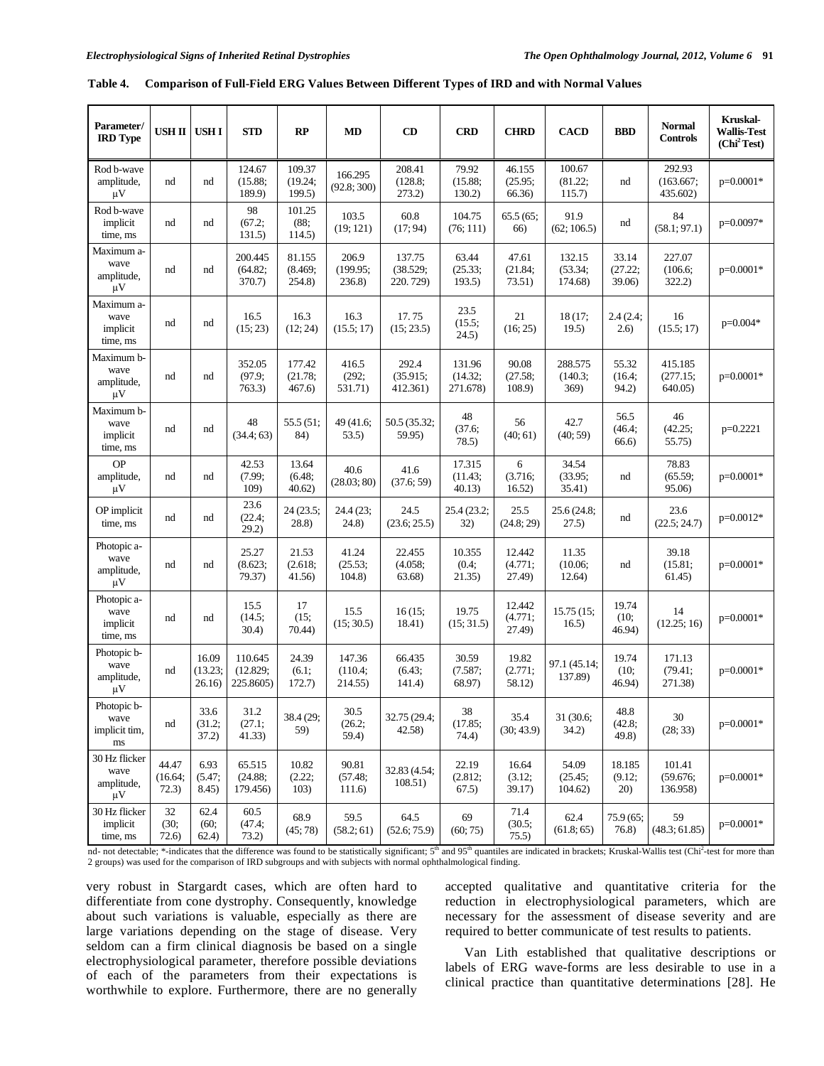**Table 4. Comparison of Full-Field ERG Values Between Different Types of IRD and with Normal Values**

| Parameter/ IRD Type | USH II | USH I | STD | RP | MD | CD | CRD | CHRD | CACD | BBD | Normal Controls | Kruskal-Wallis-Test ($Chi^2$ Test) |
|---|---|---|---|---|---|---|---|---|---|---|---|---|
| Rod b-wave amplitude, µV | nd | nd | 124.67 (15.88; 189.9) | 109.37 (19.24; 199.5) | 166.295 (92.8; 300) | 208.41 (128.8; 273.2) | 79.92 (15.88; 130.2) | 46.155 (25.95; 66.36) | 100.67 (81.22; 115.7) | nd | 292.93 (163.667; 435.602) | p=0.0001* |
| Rod b-wave implicit time, ms | nd | nd | 98 (67.2; 131.5) | 101.25 (88; 114.5) | 103.5 (19; 121) | 60.8 (17; 94) | 104.75 (76; 111) | 65.5 (65; 66) | 91.9 (62; 106.5) | nd | 84 (58.1; 97.1) | p=0.0097* |
| Maximum a-wave amplitude, µV | nd | nd | 200.445 (64.82; 370.7) | 81.155 (8.469; 254.8) | 206.9 (199.95; 236.8) | 137.75 (38.529; 220. 729) | 63.44 (25.33; 193.5) | 47.61 (21.84; 73.51) | 132.15 (53.34; 174.68) | 33.14 (27.22; 39.06) | 227.07 (106.6; 322.2) | p=0.0001* |
| Maximum a-wave implicit time, ms | nd | nd | 16.5 (15; 23) | 16.3 (12; 24) | 16.3 (15.5; 17) | 17. 75 (15; 23.5) | 23.5 (15.5; 24.5) | 21 (16; 25) | 18 (17; 19.5) | 2.4 (2.4; 2.6) | 16 (15.5; 17) | p=0.004* |
| Maximum b-wave amplitude, µV | nd | nd | 352.05 (97.9; 763.3) | 177.42 (21.78; 467.6) | 416.5 (292; 531.71) | 292.4 (35.915; 412.361) | 131.96 (14.32; 271.678) | 90.08 (27.58; 108.9) | 288.575 (140.3; 369) | 55.32 (16.4; 94.2) | 415.185 (277.15; 640.05) | p=0.0001* |
| Maximum b-wave implicit time, ms | nd | nd | 48 (34.4; 63) | 55.5 (51; 84) | 49 (41.6; 53.5) | 50.5 (35.32; 59.95) | 48 (37.6; 78.5) | 56 (40; 61) | 42.7 (40; 59) | 56.5 (46.4; 66.6) | 46 (42.25; 55.75) | p=0.2221 |
| OP amplitude, µV | nd | nd | 42.53 (7.99; 109) | 13.64 (6.48; 40.62) | 40.6 (28.03; 80) | 41.6 (37.6; 59) | 17.315 (11.43; 40.13) | 6 (3.716; 16.52) | 34.54 (33.95; 35.41) | nd | 78.83 (65.59; 95.06) | p=0.0001* |
| OP implicit time, ms | nd | nd | 23.6 (22.4; 29.2) | 24 (23.5; 28.8) | 24.4 (23; 24.8) | 24.5 (23.6; 25.5) | 25.4 (23.2; 32) | 25.5 (24.8; 29) | 25.6 (24.8; 27.5) | nd | 23.6 (22.5; 24.7) | p=0.0012* |
| Photopic a-wave amplitude, µV | nd | nd | 25.27 (8.623; 79.37) | 21.53 (2.618; 41.56) | 41.24 (25.53; 104.8) | 22.455 (4.058; 63.68) | 10.355 (0.4; 21.35) | 12.442 (4.771; 27.49) | 11.35 (10.06; 12.64) | nd | 39.18 (15.81; 61.45) | p=0.0001* |
| Photopic a-wave implicit time, ms | nd | nd | 15.5 (14.5; 30.4) | 17 (15; 70.44) | 15.5 (15; 30.5) | 16 (15; 18.41) | 19.75 (15; 31.5) | 12.442 (4.771; 27.49) | 15.75 (15; 16.5) | 19.74 (10; 46.94) | 14 (12.25; 16) | p=0.0001* |
| Photopic b-wave amplitude, µV | nd | 16.09 (13.23; 26.16) | 110.645 (12.829; 225.8605) | 24.39 (6.1; 172.7) | 147.36 (110.4; 214.55) | 66.435 (6.43; 141.4) | 30.59 (7.587; 68.97) | 19.82 (2.771; 58.12) | 97.1 (45.14; 137.89) | 19.74 (10; 46.94) | 171.13 (79.41; 271.38) | p=0.0001* |
| Photopic b-wave implicit tim, ms | nd | 33.6 (31.2; 37.2) | 31.2 (27.1; 41.33) | 38.4 (29; 59) | 30.5 (26.2; 59.4) | 32.75 (29.4; 42.58) | 38 (17.85; 74.4) | 35.4 (30; 43.9) | 31 (30.6; 34.2) | 48.8 (42.8; 49.8) | 30 (28; 33) | p=0.0001* |
| 30 Hz flicker wave amplitude, µV | 44.47 (16.64; 72.3) | 6.93 (5.47; 8.45) | 65.515 (24.88; 179.456) | 10.82 (2.22; 103) | 90.81 (57.48; 111.6) | 32.83 (4.54; 108.51) | 22.19 (2.812; 67.5) | 16.64 (3.12; 39.17) | 54.09 (25.45; 104.62) | 18.185 (9.12; 20) | 101.41 (59.676; 136.958) | p=0.0001* |
| 30 Hz flicker implicit time, ms | 32 (30; 72.6) | 62.4 (60; 62.4) | 60.5 (47.4; 73.2) | 68.9 (45; 78) | 59.5 (58.2; 61) | 64.5 (52.6; 75.9) | 69 (60; 75) | 71.4 (30.5; 75.5) | 62.4 (61.8; 65) | 75.9 (65; 76.8) | 59 (48.3; 61.85) | p=0.0001* |

nd- not detectable; *-indicates that the difference was found to be statistically significant; 5th and 95th quantiles are indicated in brackets; Kruskal-Wallis test ($Chi^2$-test for more than 2 groups) was used for the comparison of IRD subgroups and with subjects with normal ophthalmological finding.

very robust in Stargardt cases, which are often hard to differentiate from cone dystrophy. Consequently, knowledge about such variations is valuable, especially as there are large variations depending on the stage of disease. Very seldom can a firm clinical diagnosis be based on a single electrophysiological parameter, therefore possible deviations of each of the parameters from their expectations is worthwhile to explore. Furthermore, there are no generally accepted qualitative and quantitative criteria for the reduction in electrophysiological parameters, which are necessary for the assessment of disease severity and are required to better communicate of test results to patients.

Van Lith established that qualitative descriptions or labels of ERG wave-forms are less desirable to use in a clinical practice than quantitative determinations [28]. He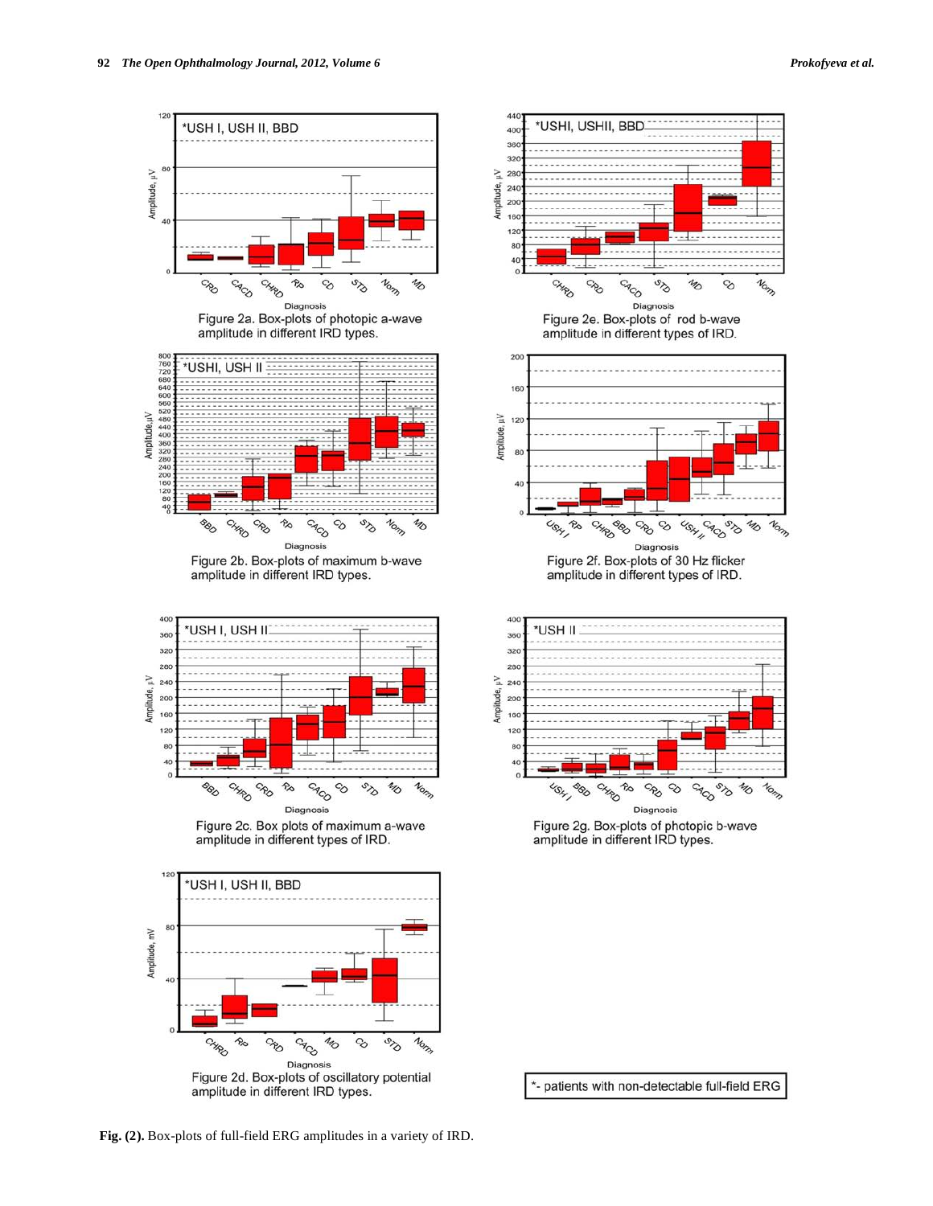Figure 2a. Box-plots of photopic a-wave amplitude in different IRD types.

Figure 2b. Box-plots of maximum b-wave amplitude in different IRD types.

Figure 2c. Box plots of maximum a-wave amplitude in different types of IRD.

Figure 2d. Box-plots of oscillatory potential amplitude in different IRD types.

Figure 2e. Box-plots of rod b-wave amplitude in different types of IRD.

Figure 2f. Box-plots of 30 Hz flicker amplitude in different types of IRD.

Figure 2g. Box-plots of photopic b-wave amplitude in different IRD types.

*- patients with non-detectable full-field ERG

**Fig. (2).** Box-plots of full-field ERG amplitudes in a variety of IRD.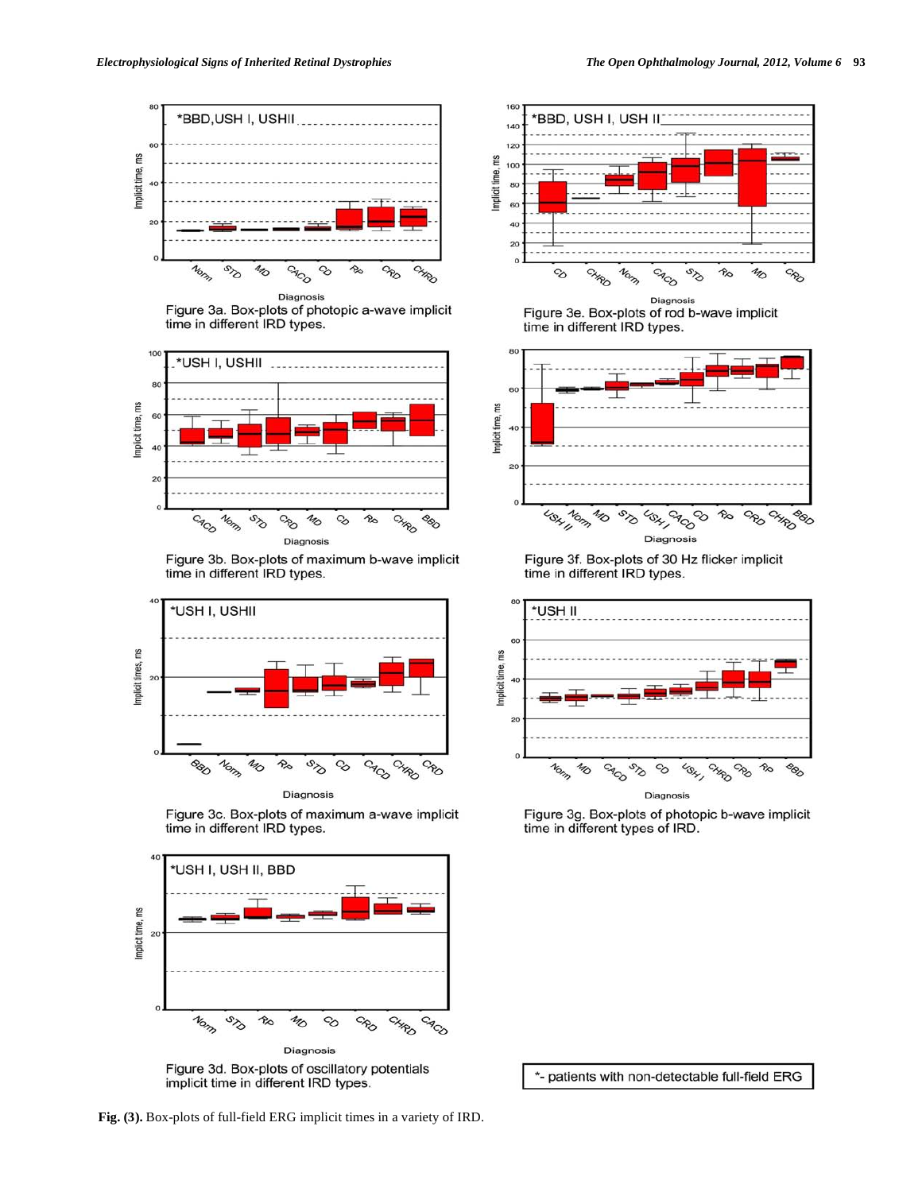Figure 3a. Box-plots of photopic a-wave implicit time in different IRD types.

Figure 3b. Box-plots of maximum b-wave implicit time in different IRD types.

Figure 3c. Box-plots of maximum a-wave implicit time in different IRD types.

Figure 3d. Box-plots of oscillatory potentials implicit time in different IRD types.

Figure 3e. Box-plots of rod b-wave implicit time in different IRD types.

Figure 3f. Box-plots of 30 Hz flicker implicit time in different IRD types.

Figure 3g. Box-plots of photopic b-wave implicit time in different types of IRD.

*- patients with non-detectable full-field ERG

**Fig. (3).** Box-plots of full-field ERG implicit times in a variety of IRD.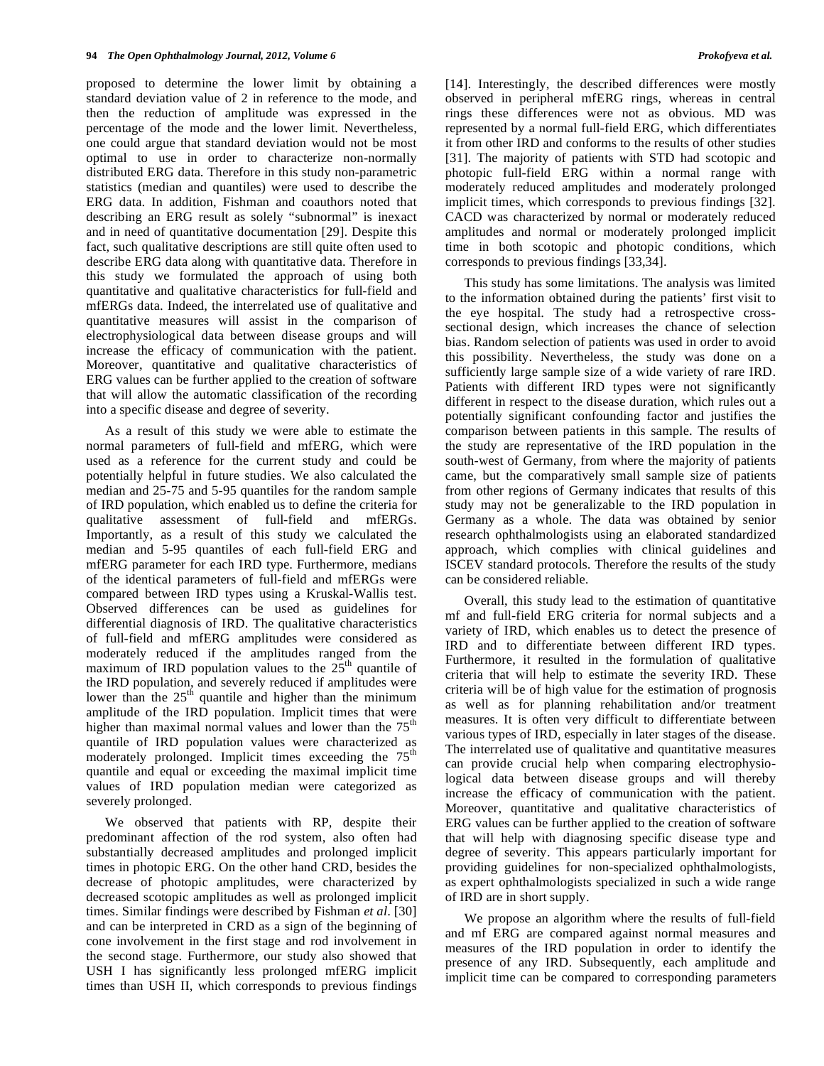proposed to determine the lower limit by obtaining a standard deviation value of 2 in reference to the mode, and then the reduction of amplitude was expressed in the percentage of the mode and the lower limit. Nevertheless, one could argue that standard deviation would not be most optimal to use in order to characterize non-normally distributed ERG data. Therefore in this study non-parametric statistics (median and quantiles) were used to describe the ERG data. In addition, Fishman and coauthors noted that describing an ERG result as solely "subnormal" is inexact and in need of quantitative documentation [29]. Despite this fact, such qualitative descriptions are still quite often used to describe ERG data along with quantitative data. Therefore in this study we formulated the approach of using both quantitative and qualitative characteristics for full-field and mfERGs data. Indeed, the interrelated use of qualitative and quantitative measures will assist in the comparison of electrophysiological data between disease groups and will increase the efficacy of communication with the patient. Moreover, quantitative and qualitative characteristics of ERG values can be further applied to the creation of software that will allow the automatic classification of the recording into a specific disease and degree of severity.

As a result of this study we were able to estimate the normal parameters of full-field and mfERG, which were used as a reference for the current study and could be potentially helpful in future studies. We also calculated the median and 25-75 and 5-95 quantiles for the random sample of IRD population, which enabled us to define the criteria for qualitative assessment of full-field and mfERGs. Importantly, as a result of this study we calculated the median and 5-95 quantiles of each full-field ERG and mfERG parameter for each IRD type. Furthermore, medians of the identical parameters of full-field and mfERGs were compared between IRD types using a Kruskal-Wallis test. Observed differences can be used as guidelines for differential diagnosis of IRD. The qualitative characteristics of full-field and mfERG amplitudes were considered as moderately reduced if the amplitudes ranged from the maximum of IRD population values to the 25$^{th}$ quantile of the IRD population, and severely reduced if amplitudes were lower than the 25$^{th}$ quantile and higher than the minimum amplitude of the IRD population. Implicit times that were higher than maximal normal values and lower than the 75$^{th}$ quantile of IRD population values were characterized as moderately prolonged. Implicit times exceeding the 75$^{th}$ quantile and equal or exceeding the maximal implicit time values of IRD population median were categorized as severely prolonged.

We observed that patients with RP, despite their predominant affection of the rod system, also often had substantially decreased amplitudes and prolonged implicit times in photopic ERG. On the other hand CRD, besides the decrease of photopic amplitudes, were characterized by decreased scotopic amplitudes as well as prolonged implicit times. Similar findings were described by Fishman *et al*. [30] and can be interpreted in CRD as a sign of the beginning of cone involvement in the first stage and rod involvement in the second stage. Furthermore, our study also showed that USH I has significantly less prolonged mfERG implicit times than USH II, which corresponds to previous findings [14]. Interestingly, the described differences were mostly observed in peripheral mfERG rings, whereas in central rings these differences were not as obvious. MD was represented by a normal full-field ERG, which differentiates it from other IRD and conforms to the results of other studies [31]. The majority of patients with STD had scotopic and photopic full-field ERG within a normal range with moderately reduced amplitudes and moderately prolonged implicit times, which corresponds to previous findings [32]. CACD was characterized by normal or moderately reduced amplitudes and normal or moderately prolonged implicit time in both scotopic and photopic conditions, which corresponds to previous findings [33,34].

This study has some limitations. The analysis was limited to the information obtained during the patients' first visit to the eye hospital. The study had a retrospective cross-sectional design, which increases the chance of selection bias. Random selection of patients was used in order to avoid this possibility. Nevertheless, the study was done on a sufficiently large sample size of a wide variety of rare IRD. Patients with different IRD types were not significantly different in respect to the disease duration, which rules out a potentially significant confounding factor and justifies the comparison between patients in this sample. The results of the study are representative of the IRD population in the south-west of Germany, from where the majority of patients came, but the comparatively small sample size of patients from other regions of Germany indicates that results of this study may not be generalizable to the IRD population in Germany as a whole. The data was obtained by senior research ophthalmologists using an elaborated standardized approach, which complies with clinical guidelines and ISCEV standard protocols. Therefore the results of the study can be considered reliable.

Overall, this study lead to the estimation of quantitative mf and full-field ERG criteria for normal subjects and a variety of IRD, which enables us to detect the presence of IRD and to differentiate between different IRD types. Furthermore, it resulted in the formulation of qualitative criteria that will help to estimate the severity IRD. These criteria will be of high value for the estimation of prognosis as well as for planning rehabilitation and/or treatment measures. It is often very difficult to differentiate between various types of IRD, especially in later stages of the disease. The interrelated use of qualitative and quantitative measures can provide crucial help when comparing electrophysiological data between disease groups and will thereby increase the efficacy of communication with the patient. Moreover, quantitative and qualitative characteristics of ERG values can be further applied to the creation of software that will help with diagnosing specific disease type and degree of severity. This appears particularly important for providing guidelines for non-specialized ophthalmologists, as expert ophthalmologists specialized in such a wide range of IRD are in short supply.

We propose an algorithm where the results of full-field and mf ERG are compared against normal measures and measures of the IRD population in order to identify the presence of any IRD. Subsequently, each amplitude and implicit time can be compared to corresponding parameters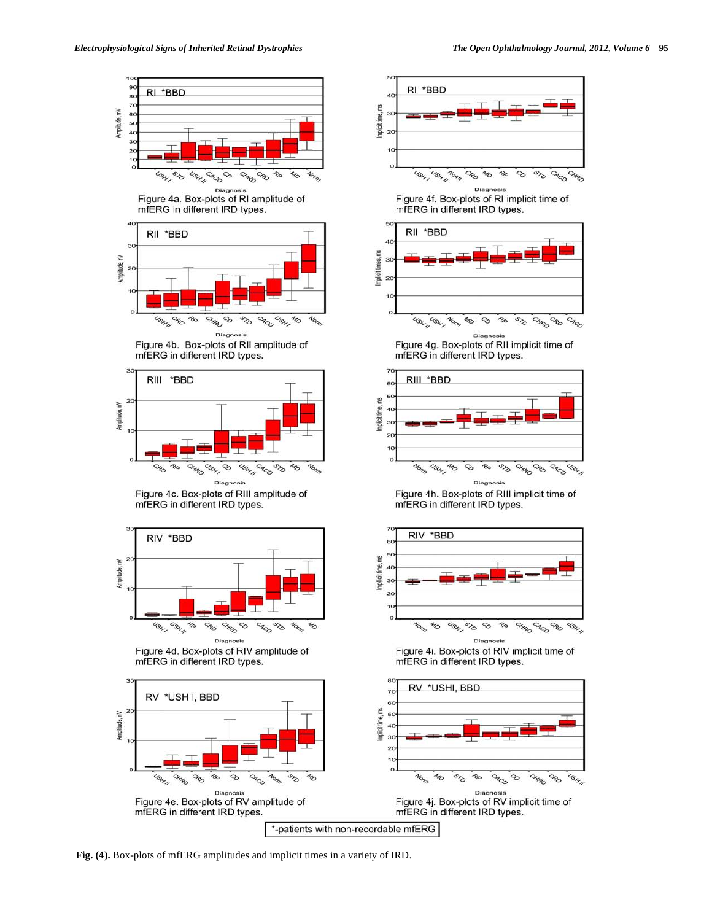RI *BBD

Figure 4a. Box-plots of RI amplitude of mfERG in different IRD types.

RII *BBD

Figure 4b. Box-plots of RII amplitude of mfERG in different IRD types.

RIII *BBD

Figure 4c. Box-plots of RIII amplitude of mfERG in different IRD types.

RIV *BBD

Figure 4d. Box-plots of RIV amplitude of mfERG in different IRD types.

RV *USH I, BBD

Figure 4e. Box-plots of RV amplitude of mfERG in different IRD types.

RI *BBD

Figure 4f. Box-plots of RI implicit time of mfERG in different IRD types.

RII *BBD

Figure 4g. Box-plots of RII implicit time of mfERG in different IRD types.

RIII *BBD

Figure 4h. Box-plots of RIII implicit time of mfERG in different IRD types.

RIV *BBD

Figure 4i. Box-plots of RIV implicit time of mfERG in different IRD types.

RV *USHI, BBD

Figure 4j. Box-plots of RV implicit time of mfERG in different IRD types.

*-patients with non-recordable mfERG

**Fig. (4).** Box-plots of mfERG amplitudes and implicit times in a variety of IRD.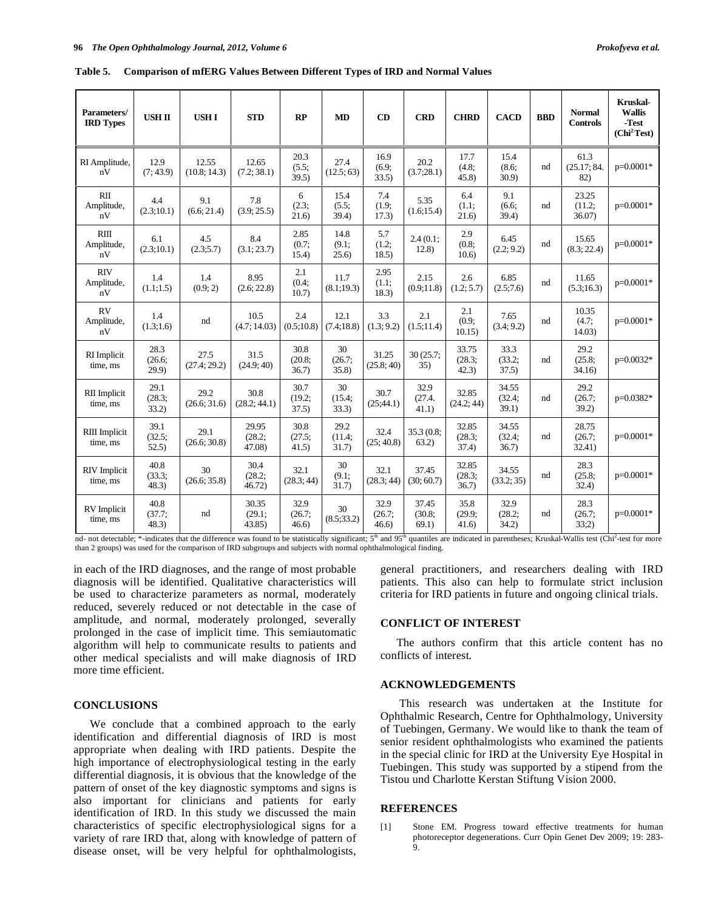**Table 5. Comparison of mfERG Values Between Different Types of IRD and Normal Values**

| Parameters/ IRD Types | USH II | USH I | STD | RP | MD | CD | CRD | CHRD | CACD | BBD | Normal Controls | Kruskal-Wallis -Test ($Chi^2$ Test) |
|---|---|---|---|---|---|---|---|---|---|---|---|---|
| RI Amplitude, nV | 12.9 (7; 43.9) | 12.55 (10.8; 14.3) | 12.65 (7.2; 38.1) | 20.3 (5.5; 39.5) | 27.4 (12.5; 63) | 16.9 (6.9; 33.5) | 20.2 (3.7;28.1) | 17.7 (4.8; 45.8) | 15.4 (8.6; 30.9) | nd | 61.3 (25.17; 84. 82) | p=0.0001* |
| RII Amplitude, nV | 4.4 (2.3;10.1) | 9.1 (6.6; 21.4) | 7.8 (3.9; 25.5) | 6 (2.3; 21.6) | 15.4 (5.5; 39.4) | 7.4 (1.9; 17.3) | 5.35 (1.6;15.4) | 6.4 (1.1; 21.6) | 9.1 (6.6; 39.4) | nd | 23.25 (11.2; 36.07) | p=0.0001* |
| RIII Amplitude, nV | 6.1 (2.3;10.1) | 4.5 (2.3;5.7) | 8.4 (3.1; 23.7) | 2.85 (0.7; 15.4) | 14.8 (9.1; 25.6) | 5.7 (1.2; 18.5) | 2.4 (0.1; 12.8) | 2.9 (0.8; 10.6) | 6.45 (2.2; 9.2) | nd | 15.65 (8.3; 22.4) | p=0.0001* |
| RIV Amplitude, nV | 1.4 (1.1;1.5) | 1.4 (0.9; 2) | 8.95 (2.6; 22.8) | 2.1 (0.4; 10.7) | 11.7 (8.1;19.3) | 2.95 (1.1; 18.3) | 2.15 (0.9;11.8) | 2.6 (1.2; 5.7) | 6.85 (2.5;7.6) | nd | 11.65 (5.3;16.3) | p=0.0001* |
| RV Amplitude, nV | 1.4 (1.3;1.6) | nd | 10.5 (4.7; 14.03) | 2.4 (0.5;10.8) | 12.1 (7.4;18.8) | 3.3 (1.3; 9.2) | 2.1 (1.5;11.4) | 2.1 (0.9; 10.15) | 7.65 (3.4; 9.2) | nd | 10.35 (4.7; 14.03) | p=0.0001* |
| RI Implicit time, ms | 28.3 (26.6; 29.9) | 27.5 (27.4; 29.2) | 31.5 (24.9; 40) | 30.8 (20.8; 36.7) | 30 (26.7; 35.8) | 31.25 (25.8; 40) | 30 (25.7; 35) | 33.75 (28.3; 42.3) | 33.3 (33.2; 37.5) | nd | 29.2 (25.8; 34.16) | p=0.0032* |
| RII Implicit time, ms | 29.1 (28.3; 33.2) | 29.2 (26.6; 31.6) | 30.8 (28.2; 44.1) | 30.7 (19.2; 37.5) | 30 (15.4; 33.3) | 30.7 (25;44.1) | 32.9 (27.4. 41.1) | 32.85 (24.2; 44) | 34.55 (32.4; 39.1) | nd | 29.2 (26.7; 39.2) | p=0.0382* |
| RIII Implicit time, ms | 39.1 (32.5; 52.5) | 29.1 (26.6; 30.8) | 29.95 (28.2; 47.08) | 30.8 (27.5; 41.5) | 29.2 (11.4; 31.7) | 32.4 (25; 40.8) | 35.3 (0.8; 63.2) | 32.85 (28.3; 37.4) | 34.55 (32.4; 36.7) | nd | 28.75 (26.7; 32.41) | p=0.0001* |
| RIV Implicit time, ms | 40.8 (33.3; 48.3) | 30 (26.6; 35.8) | 30.4 (28.2; 46.72) | 32.1 (28.3; 44) | 30 (9.1; 31.7) | 32.1 (28.3; 44) | 37.45 (30; 60.7) | 32.85 (28.3; 36.7) | 34.55 (33.2; 35) | nd | 28.3 (25.8; 32.4) | p=0.0001* |
| RV Implicit time, ms | 40.8 (37.7; 48.3) | nd | 30.35 (29.1; 43.85) | 32.9 (26.7; 46.6) | 30 (8.5;33.2) | 32.9 (26.7; 46.6) | 37.45 (30.8; 69.1) | 35.8 (29.9; 41.6) | 32.9 (28.2; 34.2) | nd | 28.3 (26.7; 33;2) | p=0.0001* |

nd- not detectable; *-indicates that the difference was found to be statistically significant; 5th and 95th quantiles are indicated in parentheses; Kruskal-Wallis test ($Chi^2$-test for more than 2 groups) was used for the comparison of IRD subgroups and subjects with normal ophthalmological finding.

in each of the IRD diagnoses, and the range of most probable diagnosis will be identified. Qualitative characteristics will be used to characterize parameters as normal, moderately reduced, severely reduced or not detectable in the case of amplitude, and normal, moderately prolonged, severally prolonged in the case of implicit time. This semiautomatic algorithm will help to communicate results to patients and other medical specialists and will make diagnosis of IRD more time efficient.

## CONCLUSIONS

We conclude that a combined approach to the early identification and differential diagnosis of IRD is most appropriate when dealing with IRD patients. Despite the high importance of electrophysiological testing in the early differential diagnosis, it is obvious that the knowledge of the pattern of onset of the key diagnostic symptoms and signs is also important for clinicians and patients for early identification of IRD. In this study we discussed the main characteristics of specific electrophysiological signs for a variety of rare IRD that, along with knowledge of pattern of disease onset, will be very helpful for ophthalmologists, general practitioners, and researchers dealing with IRD patients. This also can help to formulate strict inclusion criteria for IRD patients in future and ongoing clinical trials.

## CONFLICT OF INTEREST

The authors confirm that this article content has no conflicts of interest.

## ACKNOWLEDGEMENTS

This research was undertaken at the Institute for Ophthalmic Research, Centre for Ophthalmology, University of Tuebingen, Germany. We would like to thank the team of senior resident ophthalmologists who examined the patients in the special clinic for IRD at the University Eye Hospital in Tuebingen. This study was supported by a stipend from the Tistou und Charlotte Kerstan Stiftung Vision 2000.

## REFERENCES

[1] Stone EM. Progress toward effective treatments for human photoreceptor degenerations. Curr Opin Genet Dev 2009; 19: 283-9.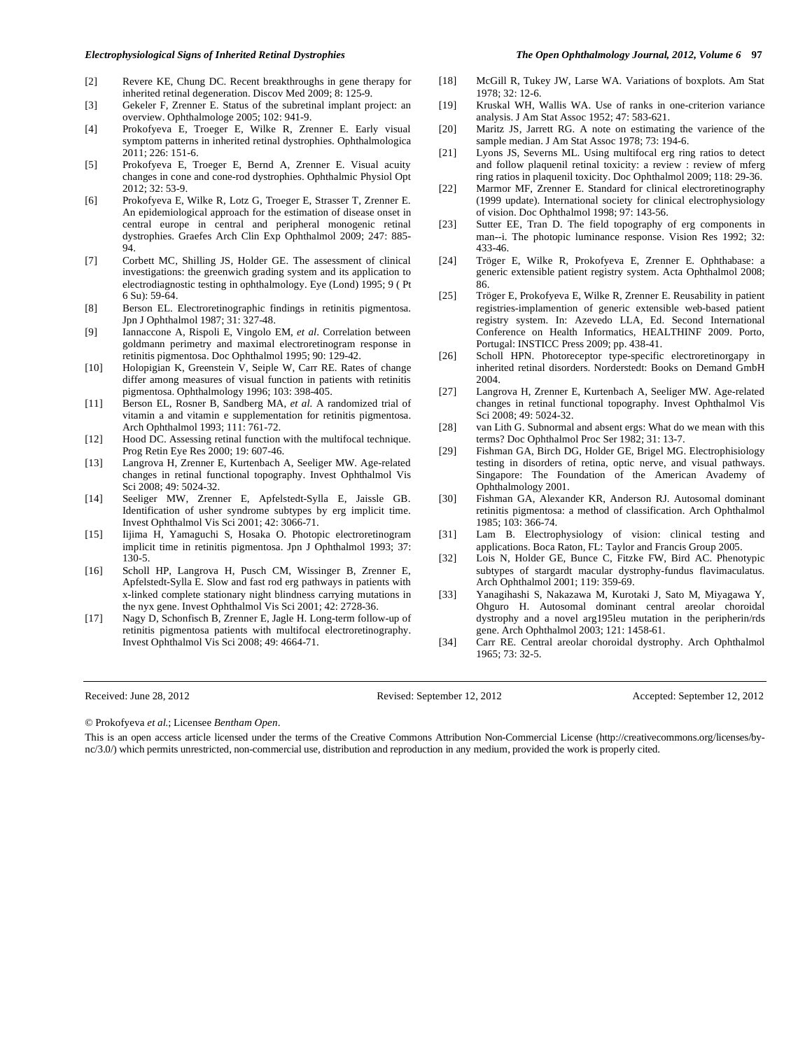[2] Revere KE, Chung DC. Recent breakthroughs in gene therapy for inherited retinal degeneration. Discov Med 2009; 8: 125-9.

[3] Gekeler F, Zrenner E. Status of the subretinal implant project: an overview. Ophthalmologe 2005; 102: 941-9.

[4] Prokofyeva E, Troeger E, Wilke R, Zrenner E. Early visual symptom patterns in inherited retinal dystrophies. Ophthalmologica 2011; 226: 151-6.

[5] Prokofyeva E, Troeger E, Bernd A, Zrenner E. Visual acuity changes in cone and cone-rod dystrophies. Ophthalmic Physiol Opt 2012; 32: 53-9.

[6] Prokofyeva E, Wilke R, Lotz G, Troeger E, Strasser T, Zrenner E. An epidemiological approach for the estimation of disease onset in central europe in central and peripheral monogenic retinal dystrophies. Graefes Arch Clin Exp Ophthalmol 2009; 247: 885-94.

[7] Corbett MC, Shilling JS, Holder GE. The assessment of clinical investigations: the greenwich grading system and its application to electrodiagnostic testing in ophthalmology. Eye (Lond) 1995; 9 ( Pt 6 Su): 59-64.

[8] Berson EL. Electroretinographic findings in retinitis pigmentosa. Jpn J Ophthalmol 1987; 31: 327-48.

[9] Iannaccone A, Rispoli E, Vingolo EM, *et al*. Correlation between goldmann perimetry and maximal electroretinogram response in retinitis pigmentosa. Doc Ophthalmol 1995; 90: 129-42.

[10] Holopigian K, Greenstein V, Seiple W, Carr RE. Rates of change differ among measures of visual function in patients with retinitis pigmentosa. Ophthalmology 1996; 103: 398-405.

[11] Berson EL, Rosner B, Sandberg MA, *et al*. A randomized trial of vitamin a and vitamin e supplementation for retinitis pigmentosa. Arch Ophthalmol 1993; 111: 761-72.

[12] Hood DC. Assessing retinal function with the multifocal technique. Prog Retin Eye Res 2000; 19: 607-46.

[13] Langrova H, Zrenner E, Kurtenbach A, Seeliger MW. Age-related changes in retinal functional topography. Invest Ophthalmol Vis Sci 2008; 49: 5024-32.

[14] Seeliger MW, Zrenner E, Apfelstedt-Sylla E, Jaissle GB. Identification of usher syndrome subtypes by erg implicit time. Invest Ophthalmol Vis Sci 2001; 42: 3066-71.

[15] Iijima H, Yamaguchi S, Hosaka O. Photopic electroretinogram implicit time in retinitis pigmentosa. Jpn J Ophthalmol 1993; 37: 130-5.

[16] Scholl HP, Langrova H, Pusch CM, Wissinger B, Zrenner E, Apfelstedt-Sylla E. Slow and fast rod erg pathways in patients with x-linked complete stationary night blindness carrying mutations in the nyx gene. Invest Ophthalmol Vis Sci 2001; 42: 2728-36.

[17] Nagy D, Schonfisch B, Zrenner E, Jagle H. Long-term follow-up of retinitis pigmentosa patients with multifocal electroretinography. Invest Ophthalmol Vis Sci 2008; 49: 4664-71.

[18] McGill R, Tukey JW, Larse WA. Variations of boxplots. Am Stat 1978; 32: 12-6.

[19] Kruskal WH, Wallis WA. Use of ranks in one-criterion variance analysis. J Am Stat Assoc 1952; 47: 583-621.

[20] Maritz JS, Jarrett RG. A note on estimating the varience of the sample median. J Am Stat Assoc 1978; 73: 194-6.

[21] Lyons JS, Severns ML. Using multifocal erg ring ratios to detect and follow plaquenil retinal toxicity: a review : review of mferg ring ratios in plaquenil toxicity. Doc Ophthalmol 2009; 118: 29-36.

[22] Marmor MF, Zrenner E. Standard for clinical electroretinography (1999 update). International society for clinical electrophysiology of vision. Doc Ophthalmol 1998; 97: 143-56.

[23] Sutter EE, Tran D. The field topography of erg components in man--i. The photopic luminance response. Vision Res 1992; 32: 433-46.

[24] Tröger E, Wilke R, Prokofyeva E, Zrenner E. Ophthabase: a generic extensible patient registry system. Acta Ophthalmol 2008; 86.

[25] Tröger E, Prokofyeva E, Wilke R, Zrenner E. Reusability in patient registries-implamention of generic extensible web-based patient registry system. In: Azevedo LLA, Ed. Second International Conference on Health Informatics, HEALTHINF 2009. Porto, Portugal: INSTICC Press 2009; pp. 438-41.

[26] Scholl HPN. Photoreceptor type-specific electroretinorgapy in inherited retinal disorders. Norderstedt: Books on Demand GmbH 2004.

[27] Langrova H, Zrenner E, Kurtenbach A, Seeliger MW. Age-related changes in retinal functional topography. Invest Ophthalmol Vis Sci 2008; 49: 5024-32.

[28] van Lith G. Subnormal and absent ergs: What do we mean with this terms? Doc Ophthalmol Proc Ser 1982; 31: 13-7.

[29] Fishman GA, Birch DG, Holder GE, Brigel MG. Electrophisiology testing in disorders of retina, optic nerve, and visual pathways. Singapore: The Foundation of the American Avademy of Ophthalmology 2001.

[30] Fishman GA, Alexander KR, Anderson RJ. Autosomal dominant retinitis pigmentosa: a method of classification. Arch Ophthalmol 1985; 103: 366-74.

[31] Lam B. Electrophysiology of vision: clinical testing and applications. Boca Raton, FL: Taylor and Francis Group 2005.

[32] Lois N, Holder GE, Bunce C, Fitzke FW, Bird AC. Phenotypic subtypes of stargardt macular dystrophy-fundus flavimaculatus. Arch Ophthalmol 2001; 119: 359-69.

[33] Yanagihashi S, Nakazawa M, Kurotaki J, Sato M, Miyagawa Y, Ohguro H. Autosomal dominant central areolar choroidal dystrophy and a novel arg195leu mutation in the peripherin/rds gene. Arch Ophthalmol 2003; 121: 1458-61.

[34] Carr RE. Central areolar choroidal dystrophy. Arch Ophthalmol 1965; 73: 32-5.

Received: June 28, 2012 Revised: September 12, 2012 Accepted: September 12, 2012

© Prokofyeva *et al*.; Licensee *Bentham Open*.

This is an open access article licensed under the terms of the Creative Commons Attribution Non-Commercial License (http://creativecommons.org/licenses/by-nc/3.0/) which permits unrestricted, non-commercial use, distribution and reproduction in any medium, provided the work is properly cited.